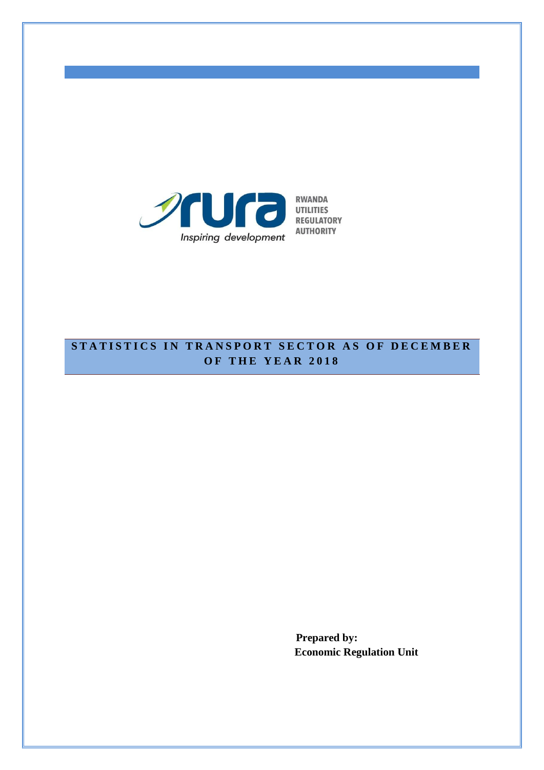RWANDA UTILITIES REGULATORY AUTHORITY

*Inspiring development*

# STATISTICS IN TRANSPORT SECTOR AS OF DECEMBER OF THE YEAR 2018

**Prepared by:**
**Economic Regulation Unit**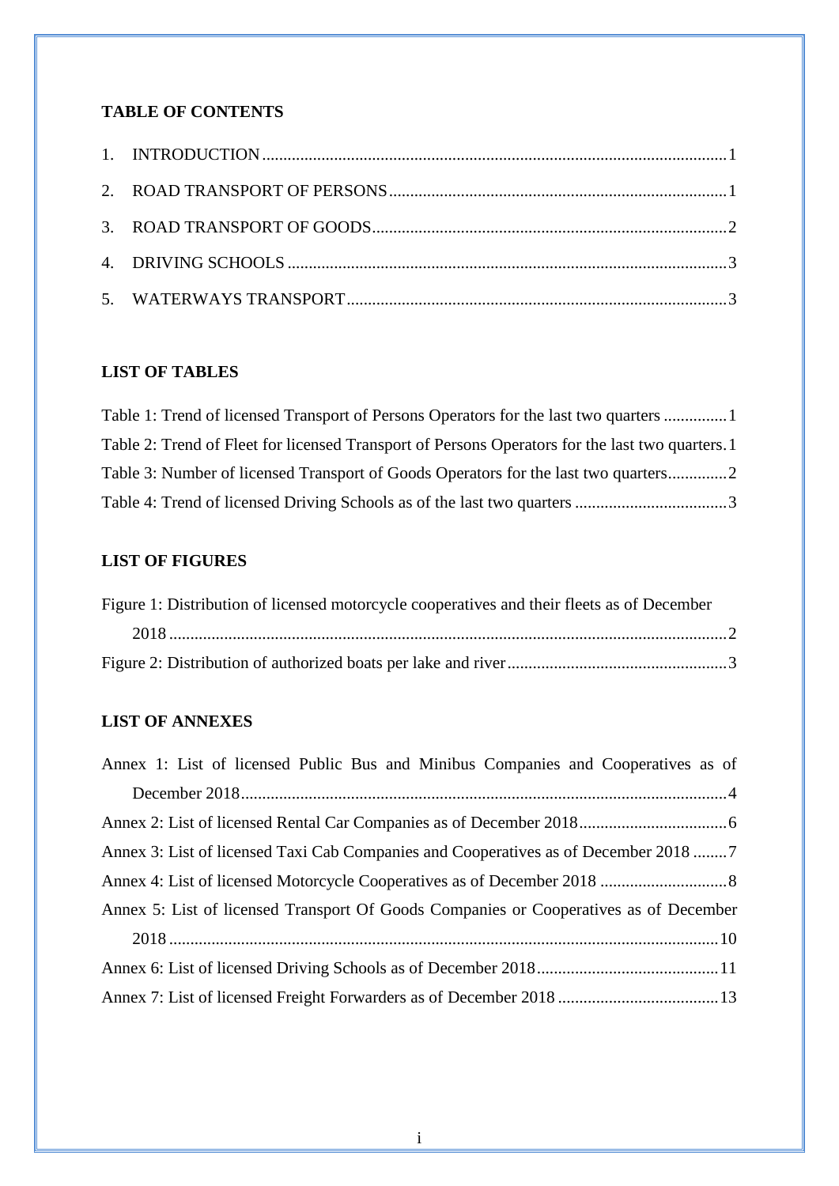**TABLE OF CONTENTS**

1. INTRODUCTION .......... 1
2. ROAD TRANSPORT OF PERSONS .......... 1
3. ROAD TRANSPORT OF GOODS .......... 2
4. DRIVING SCHOOLS .......... 3
5. WATERWAYS TRANSPORT .......... 3

**LIST OF TABLES**

Table 1: Trend of licensed Transport of Persons Operators for the last two quarters .......... 1
Table 2: Trend of Fleet for licensed Transport of Persons Operators for the last two quarters. 1
Table 3: Number of licensed Transport of Goods Operators for the last two quarters .......... 2
Table 4: Trend of licensed Driving Schools as of the last two quarters .......... 3

**LIST OF FIGURES**

Figure 1: Distribution of licensed motorcycle cooperatives and their fleets as of December 2018 .......... 2
Figure 2: Distribution of authorized boats per lake and river .......... 3

**LIST OF ANNEXES**

Annex 1: List of licensed Public Bus and Minibus Companies and Cooperatives as of December 2018 .......... 4
Annex 2: List of licensed Rental Car Companies as of December 2018 .......... 6
Annex 3: List of licensed Taxi Cab Companies and Cooperatives as of December 2018 .......... 7
Annex 4: List of licensed Motorcycle Cooperatives as of December 2018 .......... 8
Annex 5: List of licensed Transport Of Goods Companies or Cooperatives as of December 2018 .......... 10
Annex 6: List of licensed Driving Schools as of December 2018 .......... 11
Annex 7: List of licensed Freight Forwarders as of December 2018 .......... 13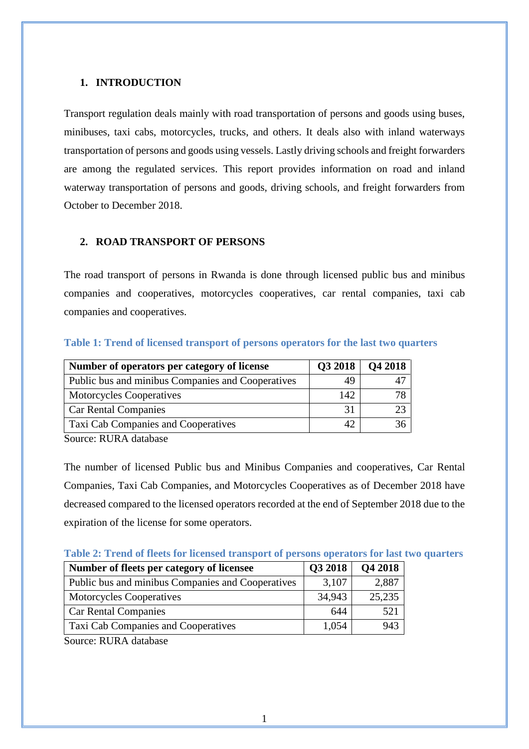## 1. INTRODUCTION

Transport regulation deals mainly with road transportation of persons and goods using buses, minibuses, taxi cabs, motorcycles, trucks, and others. It deals also with inland waterways transportation of persons and goods using vessels. Lastly driving schools and freight forwarders are among the regulated services. This report provides information on road and inland waterway transportation of persons and goods, driving schools, and freight forwarders from October to December 2018.

## 2. ROAD TRANSPORT OF PERSONS

The road transport of persons in Rwanda is done through licensed public bus and minibus companies and cooperatives, motorcycles cooperatives, car rental companies, taxi cab companies and cooperatives.

**Table 1: Trend of licensed transport of persons operators for the last two quarters**

| Number of operators per category of license | Q3 2018 | Q4 2018 |
|---|---|---|
| Public bus and minibus Companies and Cooperatives | 49 | 47 |
| Motorcycles Cooperatives | 142 | 78 |
| Car Rental Companies | 31 | 23 |
| Taxi Cab Companies and Cooperatives | 42 | 36 |

Source: RURA database

The number of licensed Public bus and Minibus Companies and cooperatives, Car Rental Companies, Taxi Cab Companies, and Motorcycles Cooperatives as of December 2018 have decreased compared to the licensed operators recorded at the end of September 2018 due to the expiration of the license for some operators.

**Table 2: Trend of fleets for licensed transport of persons operators for last two quarters**

| Number of fleets per category of licensee | Q3 2018 | Q4 2018 |
|---|---|---|
| Public bus and minibus Companies and Cooperatives | 3,107 | 2,887 |
| Motorcycles Cooperatives | 34,943 | 25,235 |
| Car Rental Companies | 644 | 521 |
| Taxi Cab Companies and Cooperatives | 1,054 | 943 |

Source: RURA database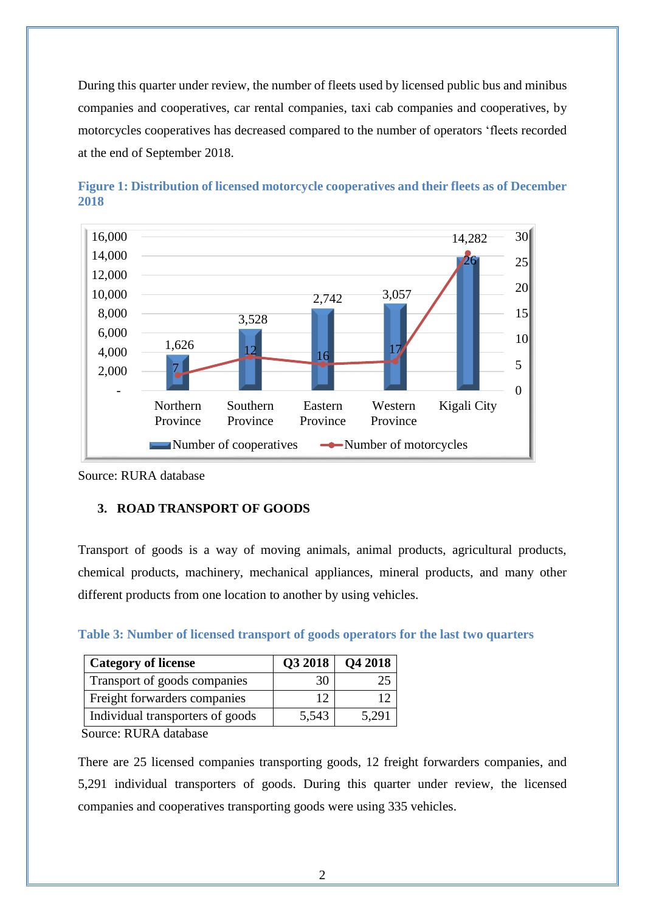During this quarter under review, the number of fleets used by licensed public bus and minibus companies and cooperatives, car rental companies, taxi cab companies and cooperatives, by motorcycles cooperatives has decreased compared to the number of operators 'fleets recorded at the end of September 2018.

**Figure 1: Distribution of licensed motorcycle cooperatives and their fleets as of December 2018**

Source: RURA database

### 3. ROAD TRANSPORT OF GOODS

Transport of goods is a way of moving animals, animal products, agricultural products, chemical products, machinery, mechanical appliances, mineral products, and many other different products from one location to another by using vehicles.

**Table 3: Number of licensed transport of goods operators for the last two quarters**

| Category of license | Q3 2018 | Q4 2018 |
|---|---|---|
| Transport of goods companies | 30 | 25 |
| Freight forwarders companies | 12 | 12 |
| Individual transports of goods | 5,543 | 5,291 |

Source: RURA database

There are 25 licensed companies transporting goods, 12 freight forwarders companies, and 5,291 individual transporters of goods. During this quarter under review, the licensed companies and cooperatives transporting goods were using 335 vehicles.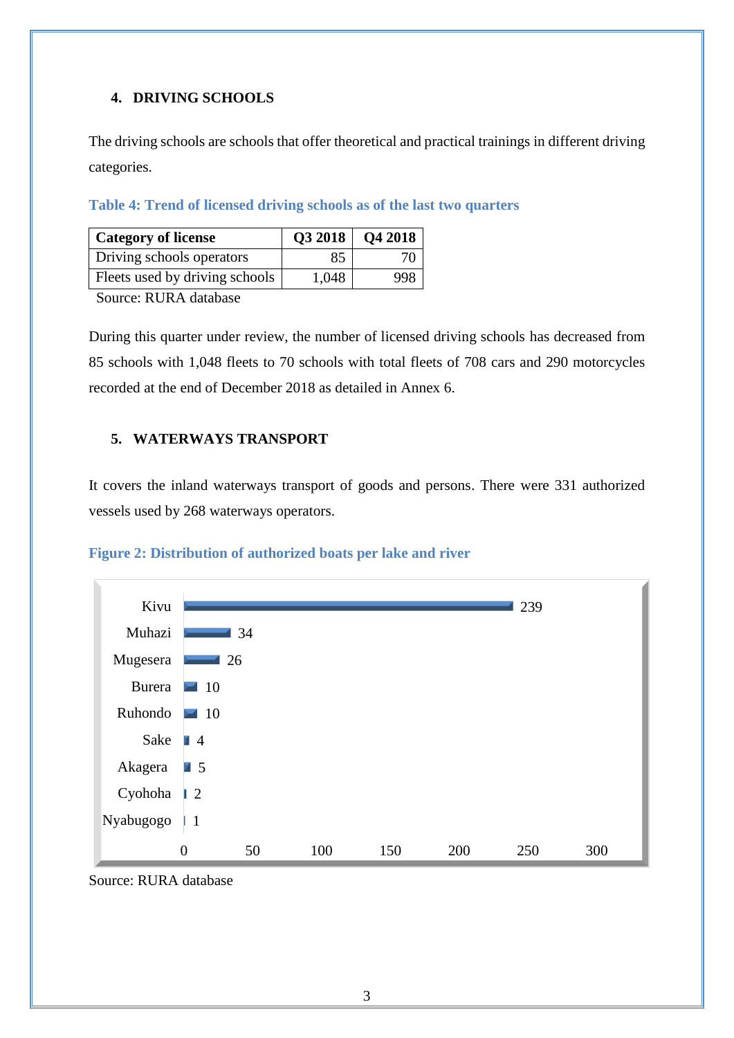## 4. DRIVING SCHOOLS

The driving schools are schools that offer theoretical and practical trainings in different driving categories.

**Table 4: Trend of licensed driving schools as of the last two quarters**

| Category of license | Q3 2018 | Q4 2018 |
|---|---|---|
| Driving schools operators | 85 | 70 |
| Fleets used by driving schools | 1,048 | 998 |

Source: RURA database

During this quarter under review, the number of licensed driving schools has decreased from 85 schools with 1,048 fleets to 70 schools with total fleets of 708 cars and 290 motorcycles recorded at the end of December 2018 as detailed in Annex 6.

## 5. WATERWAYS TRANSPORT

It covers the inland waterways transport of goods and persons. There were 331 authorized vessels used by 268 waterways operators.

**Figure 2: Distribution of authorized boats per lake and river**

| Lake/River | Boats |
|---|---|
| Kivu | 239 |
| Muhazi | 34 |
| Mugesera | 26 |
| Burera | 10 |
| Ruhondo | 10 |
| Sake | 4 |
| Akagera | 5 |
| Cyohoha | 2 |
| Nyabugogo | 1 |

Source: RURA database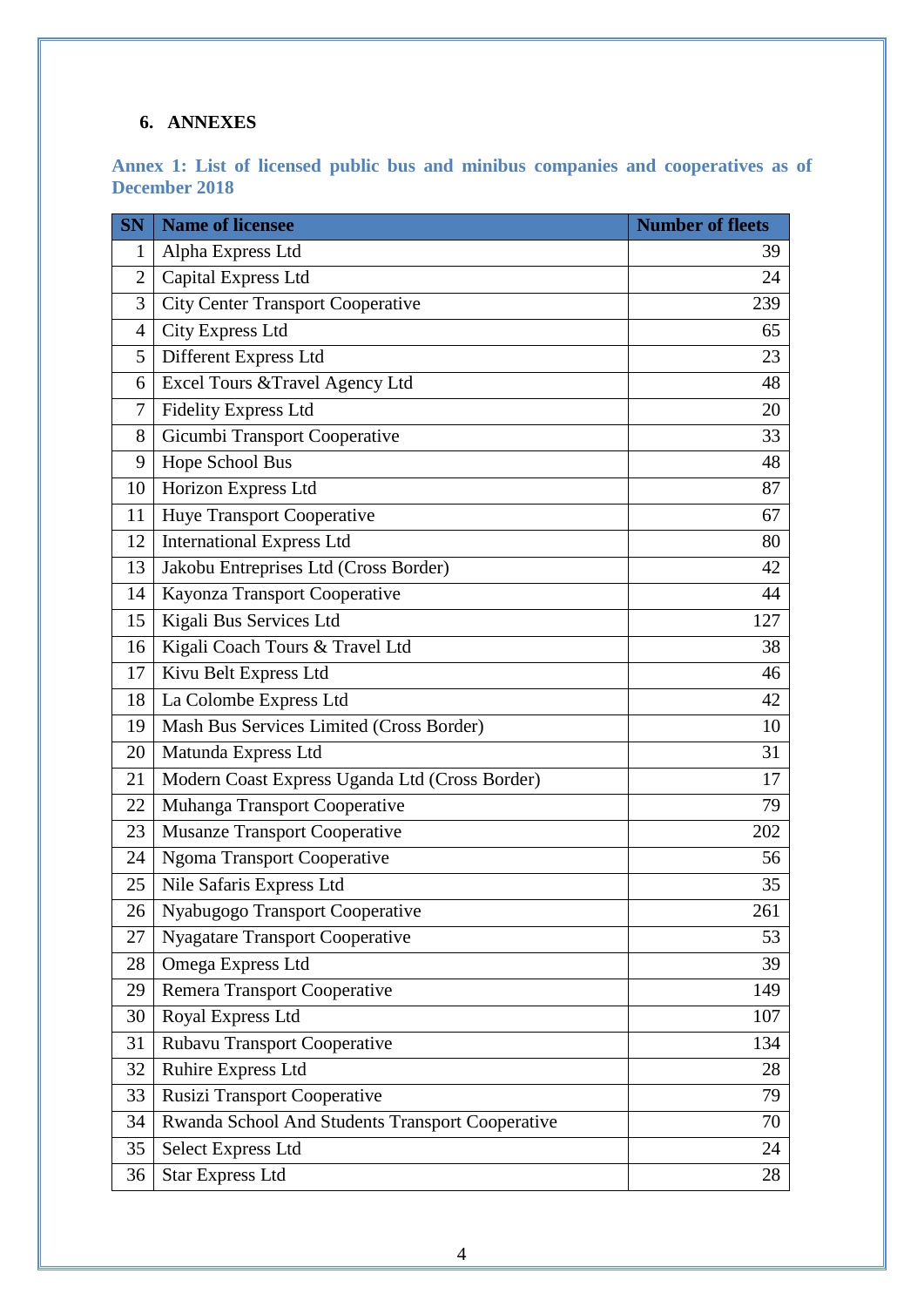## 6. ANNEXES

### Annex 1: List of licensed public bus and minibus companies and cooperatives as of December 2018

| SN | Name of licensee | Number of fleets |
|---|---|---|
| 1 | Alpha Express Ltd | 39 |
| 2 | Capital Express Ltd | 24 |
| 3 | City Center Transport Cooperative | 239 |
| 4 | City Express Ltd | 65 |
| 5 | Different Express Ltd | 23 |
| 6 | Excel Tours &Travel Agency Ltd | 48 |
| 7 | Fidelity Express Ltd | 20 |
| 8 | Gicumbi Transport Cooperative | 33 |
| 9 | Hope School Bus | 48 |
| 10 | Horizon Express Ltd | 87 |
| 11 | Huye Transport Cooperative | 67 |
| 12 | International Express Ltd | 80 |
| 13 | Jakobu Entreprises Ltd (Cross Border) | 42 |
| 14 | Kayonza Transport Cooperative | 44 |
| 15 | Kigali Bus Services Ltd | 127 |
| 16 | Kigali Coach Tours & Travel Ltd | 38 |
| 17 | Kivu Belt Express Ltd | 46 |
| 18 | La Colombe Express Ltd | 42 |
| 19 | Mash Bus Services Limited (Cross Border) | 10 |
| 20 | Matunda Express Ltd | 31 |
| 21 | Modern Coast Express Uganda Ltd (Cross Border) | 17 |
| 22 | Muhanga Transport Cooperative | 79 |
| 23 | Musanze Transport Cooperative | 202 |
| 24 | Ngoma Transport Cooperative | 56 |
| 25 | Nile Safaris Express Ltd | 35 |
| 26 | Nyabugogo Transport Cooperative | 261 |
| 27 | Nyagatare Transport Cooperative | 53 |
| 28 | Omega Express Ltd | 39 |
| 29 | Remera Transport Cooperative | 149 |
| 30 | Royal Express Ltd | 107 |
| 31 | Rubavu Transport Cooperative | 134 |
| 32 | Ruhire Express Ltd | 28 |
| 33 | Rusizi Transport Cooperative | 79 |
| 34 | Rwanda School And Students Transport Cooperative | 70 |
| 35 | Select Express Ltd | 24 |
| 36 | Star Express Ltd | 28 |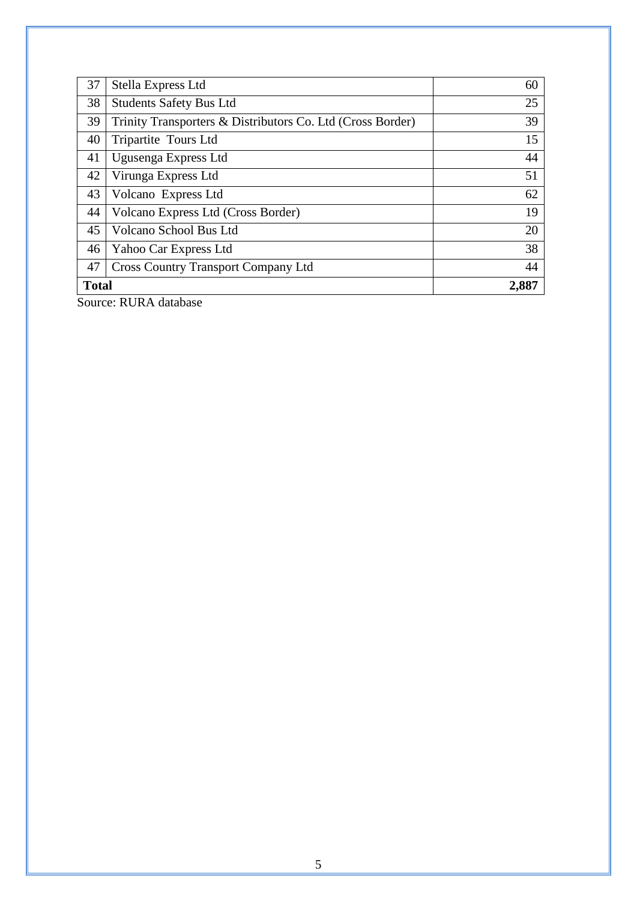| | | |
|---|---|---|
| 37 | Stella Express Ltd | 60 |
| 38 | Students Safety Bus Ltd | 25 |
| 39 | Trinity Transporters & Distributors Co. Ltd (Cross Border) | 39 |
| 40 | Tripartite Tours Ltd | 15 |
| 41 | Ugusenga Express Ltd | 44 |
| 42 | Virunga Express Ltd | 51 |
| 43 | Volcano Express Ltd | 62 |
| 44 | Volcano Express Ltd (Cross Border) | 19 |
| 45 | Volcano School Bus Ltd | 20 |
| 46 | Yahoo Car Express Ltd | 38 |
| 47 | Cross Country Transport Company Ltd | 44 |
| **Total** | | **2,887** |

Source: RURA database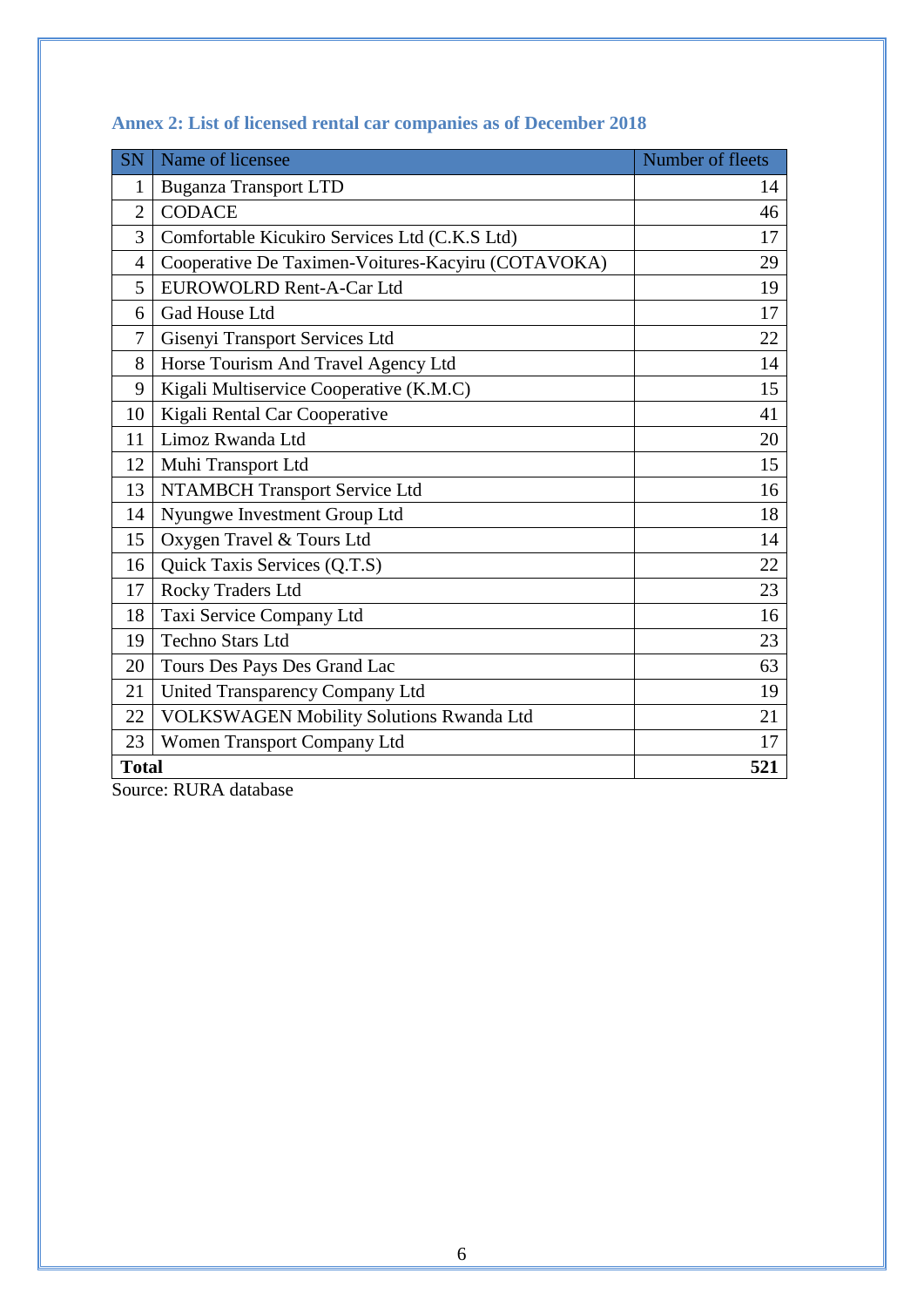### Annex 2: List of licensed rental car companies as of December 2018

| SN | Name of licensee | Number of fleets |
|---|---|---|
| 1 | Buganza Transport LTD | 14 |
| 2 | CODACE | 46 |
| 3 | Comfortable Kicukiro Services Ltd (C.K.S Ltd) | 17 |
| 4 | Cooperative De Taximen-Voitures-Kacyiru (COTAVOKA) | 29 |
| 5 | EUROWOLRD Rent-A-Car Ltd | 19 |
| 6 | Gad House Ltd | 17 |
| 7 | Gisenyi Transport Services Ltd | 22 |
| 8 | Horse Tourism And Travel Agency Ltd | 14 |
| 9 | Kigali Multiservice Cooperative (K.M.C) | 15 |
| 10 | Kigali Rental Car Cooperative | 41 |
| 11 | Limoz Rwanda Ltd | 20 |
| 12 | Muhi Transport Ltd | 15 |
| 13 | NTAMBCH Transport Service Ltd | 16 |
| 14 | Nyungwe Investment Group Ltd | 18 |
| 15 | Oxygen Travel & Tours Ltd | 14 |
| 16 | Quick Taxis Services (Q.T.S) | 22 |
| 17 | Rocky Traders Ltd | 23 |
| 18 | Taxi Service Company Ltd | 16 |
| 19 | Techno Stars Ltd | 23 |
| 20 | Tours Des Pays Des Grand Lac | 63 |
| 21 | United Transparency Company Ltd | 19 |
| 22 | VOLKSWAGEN Mobility Solutions Rwanda Ltd | 21 |
| 23 | Women Transport Company Ltd | 17 |
| **Total** | | **521** |

Source: RURA database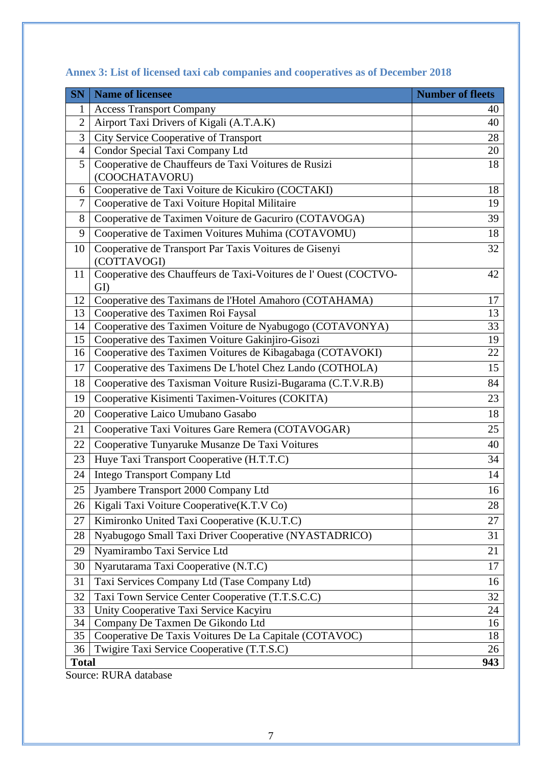### Annex 3: List of licensed taxi cab companies and cooperatives as of December 2018

| SN | Name of licensee | Number of fleets |
|---|---|---|
| 1 | Access Transport Company | 40 |
| 2 | Airport Taxi Drivers of Kigali (A.T.A.K) | 40 |
| 3 | City Service Cooperative of Transport | 28 |
| 4 | Condor Special Taxi Company Ltd | 20 |
| 5 | Cooperative de Chauffeurs de Taxi Voitures de Rusizi (COOCHATAVORU) | 18 |
| 6 | Cooperative de Taxi Voiture de Kicukiro (COCTAKI) | 18 |
| 7 | Cooperative de Taxi Voiture Hopital Militaire | 19 |
| 8 | Cooperative de Taximen Voiture de Gacuriro (COTAVOGA) | 39 |
| 9 | Cooperative de Taximen Voitures Muhima (COTAVOMU) | 18 |
| 10 | Cooperative de Transport Par Taxis Voitures de Gisenyi (COTTAVOGI) | 32 |
| 11 | Cooperative des Chauffeurs de Taxi-Voitures de l' Ouest (COCTVO-GI) | 42 |
| 12 | Cooperative des Taximans de l'Hotel Amahoro (COTAHAMA) | 17 |
| 13 | Cooperative des Taximen Roi Faysal | 13 |
| 14 | Cooperative des Taximen Voiture de Nyabugogo (COTAVONYA) | 33 |
| 15 | Cooperative des Taximen Voiture Gakinjiro-Gisozi | 19 |
| 16 | Cooperative des Taximen Voitures de Kibagabaga (COTAVOKI) | 22 |
| 17 | Cooperative des Taximens De L'hotel Chez Lando (COTHOLA) | 15 |
| 18 | Cooperative des Taxisman Voiture Rusizi-Bugarama (C.T.V.R.B) | 84 |
| 19 | Cooperative Kisimenti Taximen-Voitures (COKITA) | 23 |
| 20 | Cooperative Laico Umubano Gasabo | 18 |
| 21 | Cooperative Taxi Voitures Gare Remera (COTAVOGAR) | 25 |
| 22 | Cooperative Tunyaruke Musanze De Taxi Voitures | 40 |
| 23 | Huye Taxi Transport Cooperative (H.T.T.C) | 34 |
| 24 | Intego Transport Company Ltd | 14 |
| 25 | Jyambere Transport 2000 Company Ltd | 16 |
| 26 | Kigali Taxi Voiture Cooperative(K.T.V Co) | 28 |
| 27 | Kimironko United Taxi Cooperative (K.U.T.C) | 27 |
| 28 | Nyabugogo Small Taxi Driver Cooperative (NYASTADRICO) | 31 |
| 29 | Nyamirambo Taxi Service Ltd | 21 |
| 30 | Nyarutarama Taxi Cooperative (N.T.C) | 17 |
| 31 | Taxi Services Company Ltd (Tase Company Ltd) | 16 |
| 32 | Taxi Town Service Center Cooperative (T.T.S.C.C) | 32 |
| 33 | Unity Cooperative Taxi Service Kacyiru | 24 |
| 34 | Company De Taxmen De Gikondo Ltd | 16 |
| 35 | Cooperative De Taxis Voitures De La Capitale (COTAVOC) | 18 |
| 36 | Twigire Taxi Service Cooperative (T.T.S.C) | 26 |
| **Total** | | **943** |

Source: RURA database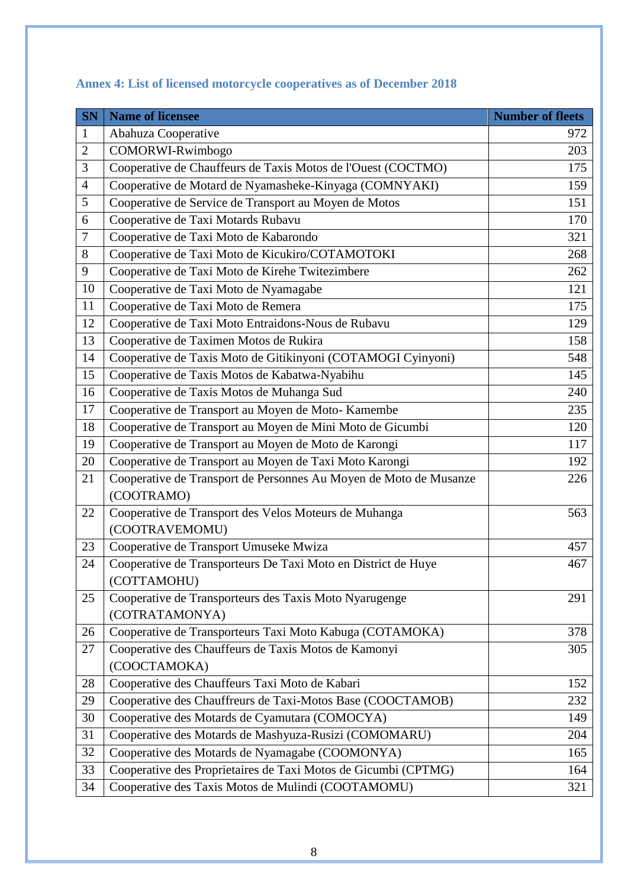### Annex 4: List of licensed motorcycle cooperatives as of December 2018

| SN | Name of licensee | Number of fleets |
|---|---|---|
| 1 | Abahuza Cooperative | 972 |
| 2 | COMORWI-Rwimbogo | 203 |
| 3 | Cooperative de Chauffeurs de Taxis Motos de l'Ouest (COCTMO) | 175 |
| 4 | Cooperative de Motard de Nyamasheke-Kinyaga (COMNYAKI) | 159 |
| 5 | Cooperative de Service de Transport au Moyen de Motos | 151 |
| 6 | Cooperative de Taxi Motards Rubavu | 170 |
| 7 | Cooperative de Taxi Moto de Kabarondo | 321 |
| 8 | Cooperative de Taxi Moto de Kicukiro/COTAMOTOKI | 268 |
| 9 | Cooperative de Taxi Moto de Kirehe Twitezimbere | 262 |
| 10 | Cooperative de Taxi Moto de Nyamagabe | 121 |
| 11 | Cooperative de Taxi Moto de Remera | 175 |
| 12 | Cooperative de Taxi Moto Entraidons-Nous de Rubavu | 129 |
| 13 | Cooperative de Taximen Motos de Rukira | 158 |
| 14 | Cooperative de Taxis Moto de Gitikinyoni (COTAMOGI Cyinyoni) | 548 |
| 15 | Cooperative de Taxis Motos de Kabatwa-Nyabihu | 145 |
| 16 | Cooperative de Taxis Motos de Muhanga Sud | 240 |
| 17 | Cooperative de Transport au Moyen de Moto- Kamembe | 235 |
| 18 | Cooperative de Transport au Moyen de Mini Moto de Gicumbi | 120 |
| 19 | Cooperative de Transport au Moyen de Moto de Karongi | 117 |
| 20 | Cooperative de Transport au Moyen de Taxi Moto Karongi | 192 |
| 21 | Cooperative de Transport de Personnes Au Moyen de Moto de Musanze (COOTRAMO) | 226 |
| 22 | Cooperative de Transport des Velos Moteurs de Muhanga (COOTRAVEMOMU) | 563 |
| 23 | Cooperative de Transport Umuseke Mwiza | 457 |
| 24 | Cooperative de Transporteurs De Taxi Moto en District de Huye (COTTAMOHU) | 467 |
| 25 | Cooperative de Transporteurs des Taxis Moto Nyarugenge (COTRATAMONYA) | 291 |
| 26 | Cooperative de Transporteurs Taxi Moto Kabuga (COTAMOKA) | 378 |
| 27 | Cooperative des Chauffeurs de Taxis Motos de Kamonyi (COOCTAMOKA) | 305 |
| 28 | Cooperative des Chauffeurs Taxi Moto de Kabari | 152 |
| 29 | Cooperative des Chauffreurs de Taxi-Motos Base (COOCTAMOB) | 232 |
| 30 | Cooperative des Motards de Cyamutara (COMOCYA) | 149 |
| 31 | Cooperative des Motards de Mashyuza-Rusizi (COMOMARU) | 204 |
| 32 | Cooperative des Motards de Nyamagabe (COOMONYA) | 165 |
| 33 | Cooperative des Proprietaires de Taxi Motos de Gicumbi (CPTMG) | 164 |
| 34 | Cooperative des Taxis Motos de Mulindi (COOTAMOMU) | 321 |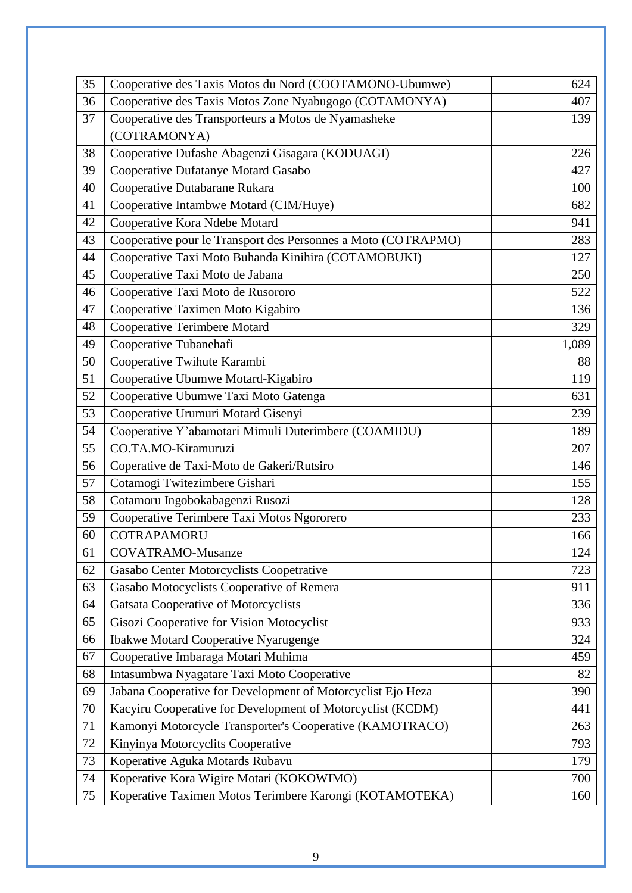| | | |
|---|---|---|
| 35 | Cooperative des Taxis Motos du Nord (COOTAMONO-Ubumwe) | 624 |
| 36 | Cooperative des Taxis Motos Zone Nyabugogo (COTAMONYA) | 407 |
| 37 | Cooperative des Transporteurs a Motos de Nyamasheke (COTRAMONYA) | 139 |
| 38 | Cooperative Dufashe Abagenzi Gisagara (KODUAGI) | 226 |
| 39 | Cooperative Dufatanye Motard Gasabo | 427 |
| 40 | Cooperative Dutabarane Rukara | 100 |
| 41 | Cooperative Intambwe Motard (CIM/Huye) | 682 |
| 42 | Cooperative Kora Ndebe Motard | 941 |
| 43 | Cooperative pour le Transport des Personnes a Moto (COTRAPMO) | 283 |
| 44 | Cooperative Taxi Moto Buhanda Kinihira (COTAMOBUKI) | 127 |
| 45 | Cooperative Taxi Moto de Jabana | 250 |
| 46 | Cooperative Taxi Moto de Rusororo | 522 |
| 47 | Cooperative Taximen Moto Kigabiro | 136 |
| 48 | Cooperative Terimbere Motard | 329 |
| 49 | Cooperative Tubanehafi | 1,089 |
| 50 | Cooperative Twihute Karambi | 88 |
| 51 | Cooperative Ubumwe Motard-Kigabiro | 119 |
| 52 | Cooperative Ubumwe Taxi Moto Gatenga | 631 |
| 53 | Cooperative Urumuri Motard Gisenyi | 239 |
| 54 | Cooperative Y'abamotari Mimuli Duterimbere (COAMIDU) | 189 |
| 55 | CO.TA.MO-Kiramuruzi | 207 |
| 56 | Coperative de Taxi-Moto de Gakeri/Rutsiro | 146 |
| 57 | Cotamogi Twitezimbere Gishari | 155 |
| 58 | Cotamoru Ingobokabagenzi Rusozi | 128 |
| 59 | Cooperative Terimbere Taxi Motos Ngororero | 233 |
| 60 | COTRAPAMORU | 166 |
| 61 | COVATRAMO-Musanze | 124 |
| 62 | Gasabo Center Motorcyclists Coopetrative | 723 |
| 63 | Gasabo Motocyclists Cooperative of Remera | 911 |
| 64 | Gatsata Cooperative of Motorcyclists | 336 |
| 65 | Gisozi Cooperative for Vision Motocyclist | 933 |
| 66 | Ibakwe Motard Cooperative Nyarugenge | 324 |
| 67 | Cooperative Imbaraga Motari Muhima | 459 |
| 68 | Intasumbwa Nyagatare Taxi Moto Cooperative | 82 |
| 69 | Jabana Cooperative for Development of Motorcyclist Ejo Heza | 390 |
| 70 | Kacyiru Cooperative for Development of Motorcyclist (KCDM) | 441 |
| 71 | Kamonyi Motorcycle Transporter's Cooperative (KAMOTRACO) | 263 |
| 72 | Kinyinya Motorcyclits Cooperative | 793 |
| 73 | Koperative Aguka Motards Rubavu | 179 |
| 74 | Koperative Kora Wigire Motari (KOKOWIMO) | 700 |
| 75 | Koperative Taximen Motos Terimbere Karongi (KOTAMOTEKA) | 160 |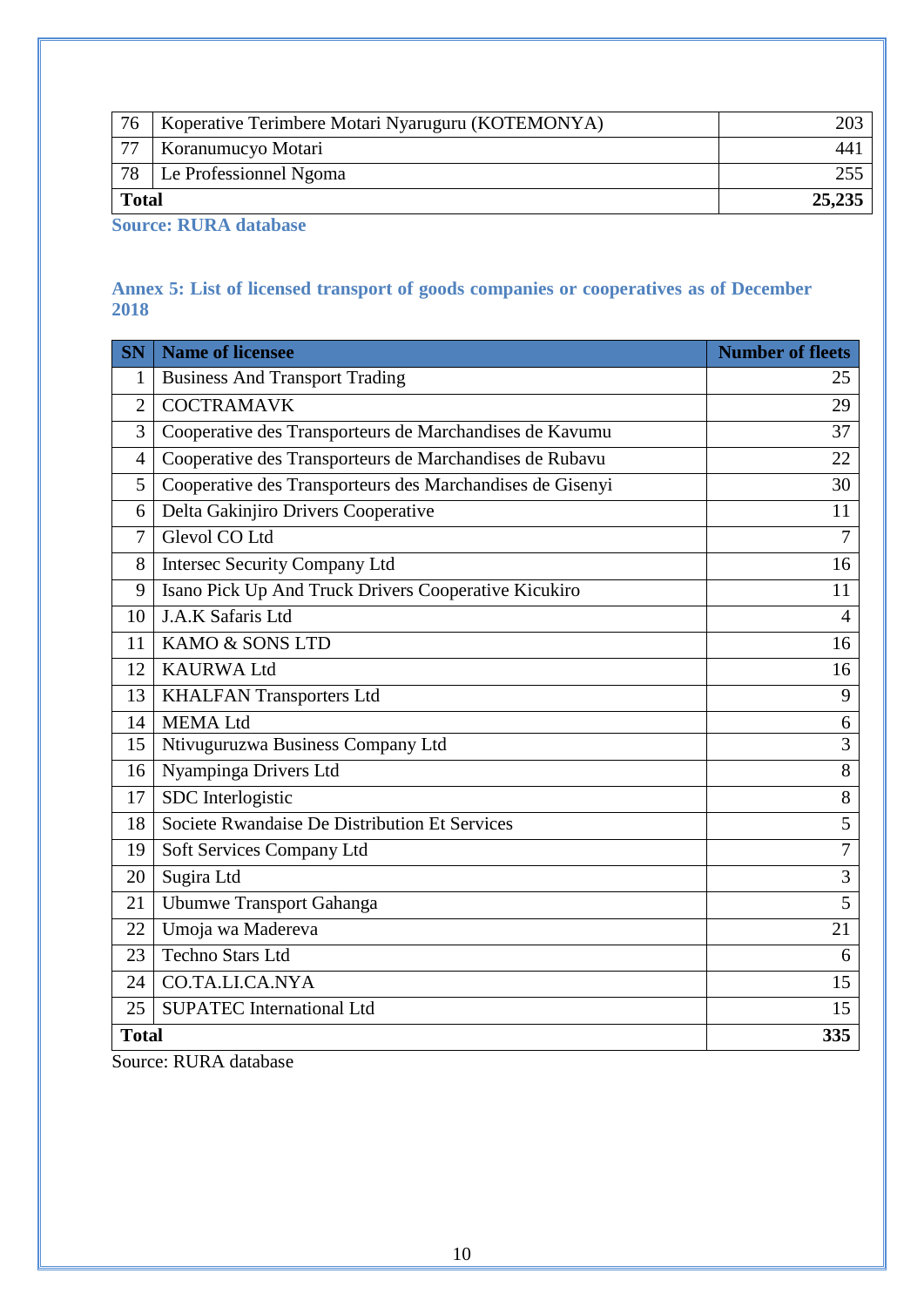| 76 | Koperative Terimbere Motari Nyaruguru (KOTEMONYA) | 203 |
|---|---|---|
| 77 | Koranumucyo Motari | 441 |
| 78 | Le Professionnel Ngoma | 255 |
| **Total** | | **25,235** |

**Source: RURA database**

### Annex 5: List of licensed transport of goods companies or cooperatives as of December 2018

| SN | Name of licensee | Number of fleets |
|---|---|---|
| 1 | Business And Transport Trading | 25 |
| 2 | COCTRAMAVK | 29 |
| 3 | Cooperative des Transporteurs de Marchandises de Kavumu | 37 |
| 4 | Cooperative des Transporteurs de Marchandises de Rubavu | 22 |
| 5 | Cooperative des Transporteurs des Marchandises de Gisenyi | 30 |
| 6 | Delta Gakinjiro Drivers Cooperative | 11 |
| 7 | Glevol CO Ltd | 7 |
| 8 | Intersec Security Company Ltd | 16 |
| 9 | Isano Pick Up And Truck Drivers Cooperative Kicukiro | 11 |
| 10 | J.A.K Safaris Ltd | 4 |
| 11 | KAMO & SONS LTD | 16 |
| 12 | KAURWA Ltd | 16 |
| 13 | KHALFAN Transporters Ltd | 9 |
| 14 | MEMA Ltd | 6 |
| 15 | Ntivuguruzwa Business Company Ltd | 3 |
| 16 | Nyampinga Drivers Ltd | 8 |
| 17 | SDC Interlogistic | 8 |
| 18 | Societe Rwandaise De Distribution Et Services | 5 |
| 19 | Soft Services Company Ltd | 7 |
| 20 | Sugira Ltd | 3 |
| 21 | Ubumwe Transport Gahanga | 5 |
| 22 | Umoja wa Madereva | 21 |
| 23 | Techno Stars Ltd | 6 |
| 24 | CO.TA.LI.CA.NYA | 15 |
| 25 | SUPATEC International Ltd | 15 |
| **Total** | | **335** |

Source: RURA database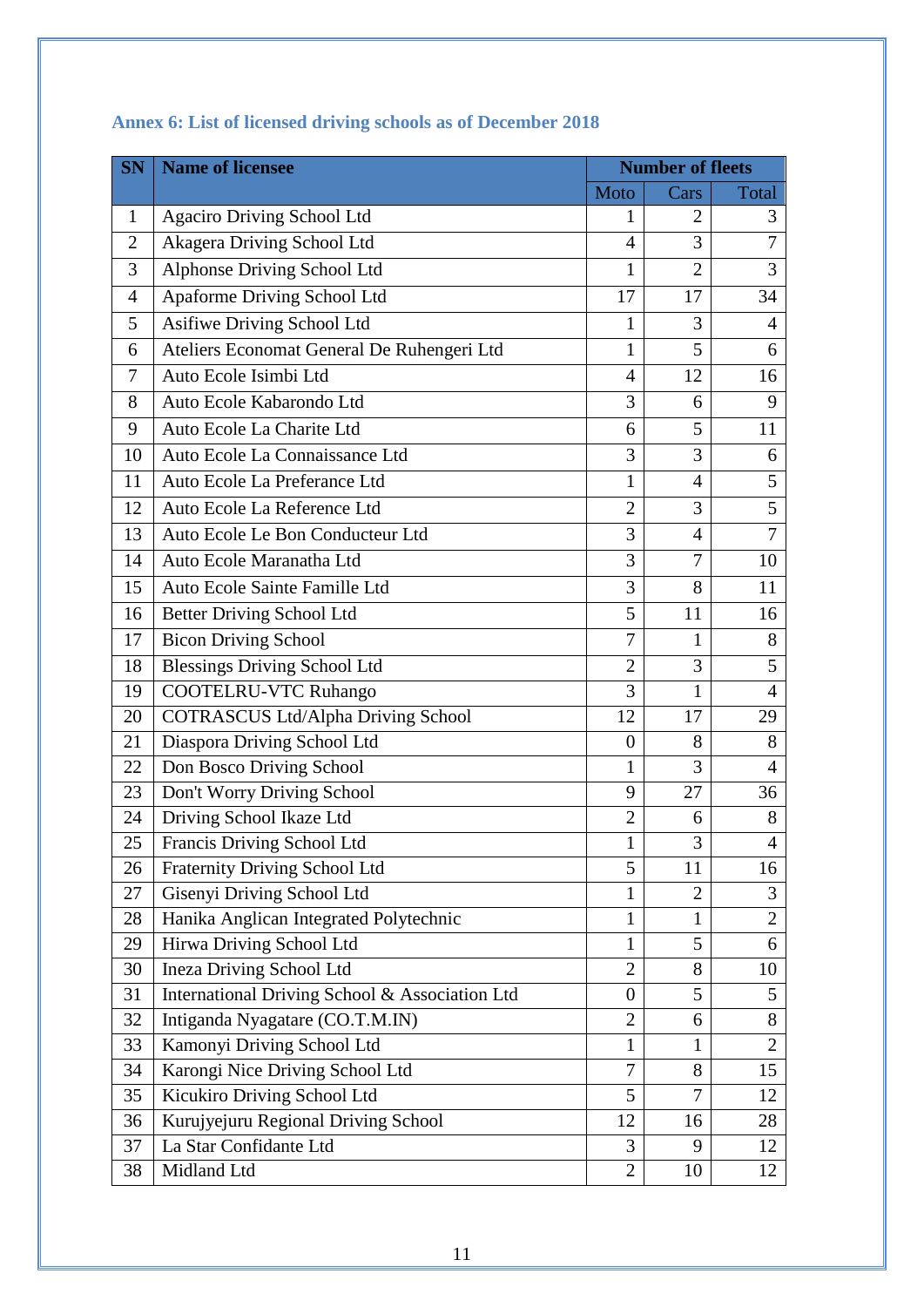## Annex 6: List of licensed driving schools as of December 2018

| SN | Name of licensee | Number of fleets | | |
|---|---|---|---|---|
| | | Moto | Cars | Total |
| 1 | Agaciro Driving School Ltd | 1 | 2 | 3 |
| 2 | Akagera Driving School Ltd | 4 | 3 | 7 |
| 3 | Alphonse Driving School Ltd | 1 | 2 | 3 |
| 4 | Apaforme Driving School Ltd | 17 | 17 | 34 |
| 5 | Asifiwe Driving School Ltd | 1 | 3 | 4 |
| 6 | Ateliers Economat General De Ruhengeri Ltd | 1 | 5 | 6 |
| 7 | Auto Ecole Isimbi Ltd | 4 | 12 | 16 |
| 8 | Auto Ecole Kabarondo Ltd | 3 | 6 | 9 |
| 9 | Auto Ecole La Charite Ltd | 6 | 5 | 11 |
| 10 | Auto Ecole La Connaissance Ltd | 3 | 3 | 6 |
| 11 | Auto Ecole La Preferance Ltd | 1 | 4 | 5 |
| 12 | Auto Ecole La Reference Ltd | 2 | 3 | 5 |
| 13 | Auto Ecole Le Bon Conducteur Ltd | 3 | 4 | 7 |
| 14 | Auto Ecole Maranatha Ltd | 3 | 7 | 10 |
| 15 | Auto Ecole Sainte Famille Ltd | 3 | 8 | 11 |
| 16 | Better Driving School Ltd | 5 | 11 | 16 |
| 17 | Bicon Driving School | 7 | 1 | 8 |
| 18 | Blessings Driving School Ltd | 2 | 3 | 5 |
| 19 | COOTELRU-VTC Ruhango | 3 | 1 | 4 |
| 20 | COTRASCUS Ltd/Alpha Driving School | 12 | 17 | 29 |
| 21 | Diaspora Driving School Ltd | 0 | 8 | 8 |
| 22 | Don Bosco Driving School | 1 | 3 | 4 |
| 23 | Don't Worry Driving School | 9 | 27 | 36 |
| 24 | Driving School Ikaze Ltd | 2 | 6 | 8 |
| 25 | Francis Driving School Ltd | 1 | 3 | 4 |
| 26 | Fraternity Driving School Ltd | 5 | 11 | 16 |
| 27 | Gisenyi Driving School Ltd | 1 | 2 | 3 |
| 28 | Hanika Anglican Integrated Polytechnic | 1 | 1 | 2 |
| 29 | Hirwa Driving School Ltd | 1 | 5 | 6 |
| 30 | Ineza Driving School Ltd | 2 | 8 | 10 |
| 31 | International Driving School & Association Ltd | 0 | 5 | 5 |
| 32 | Intiganda Nyagatare (CO.T.M.IN) | 2 | 6 | 8 |
| 33 | Kamonyi Driving School Ltd | 1 | 1 | 2 |
| 34 | Karongi Nice Driving School Ltd | 7 | 8 | 15 |
| 35 | Kicukiro Driving School Ltd | 5 | 7 | 12 |
| 36 | Kurujyejuru Regional Driving School | 12 | 16 | 28 |
| 37 | La Star Confidante Ltd | 3 | 9 | 12 |
| 38 | Midland Ltd | 2 | 10 | 12 |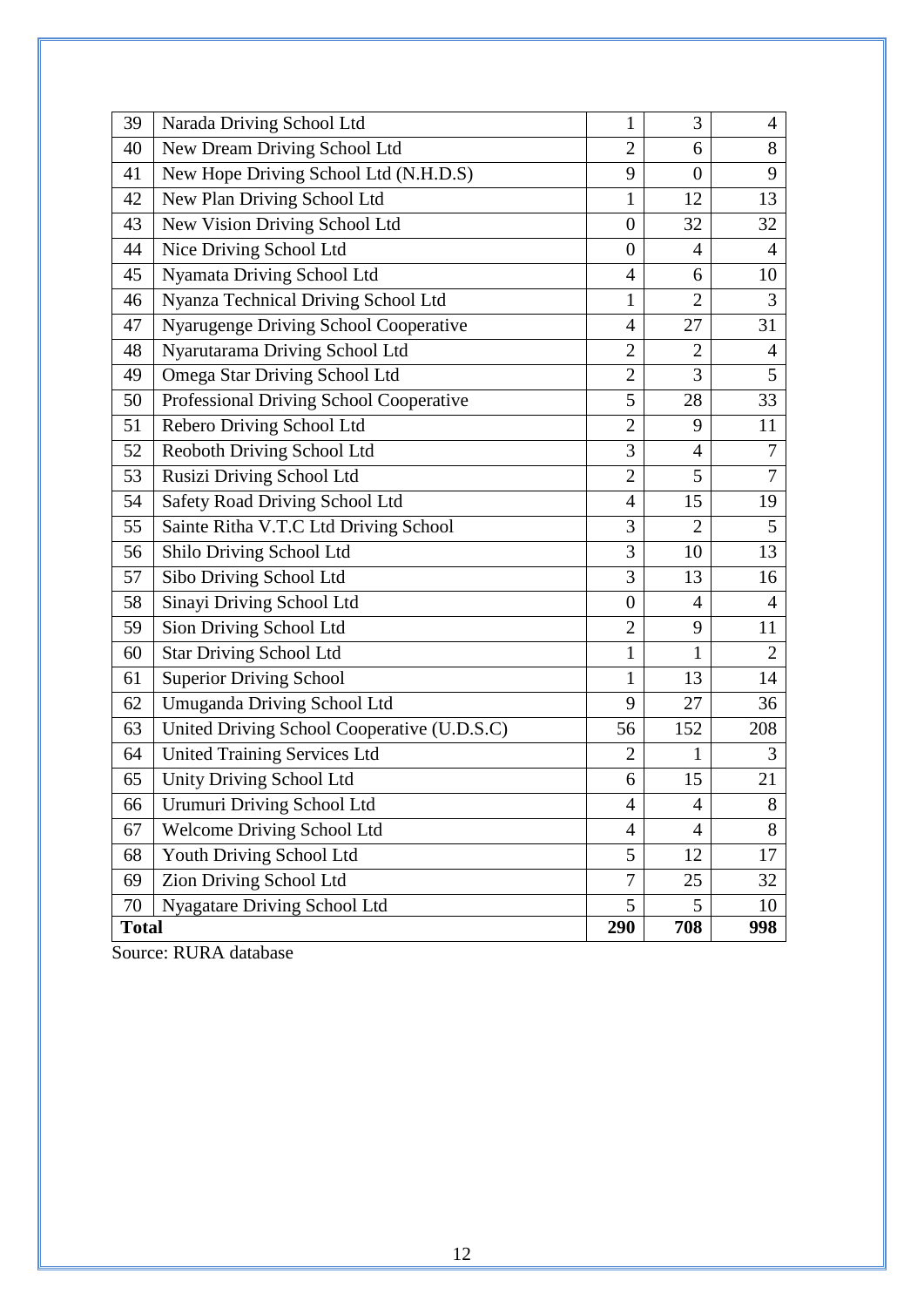| 39 | Narada Driving School Ltd | 1 | 3 | 4 |
|---|---|---|---|---|
| 40 | New Dream Driving School Ltd | 2 | 6 | 8 |
| 41 | New Hope Driving School Ltd (N.H.D.S) | 9 | 0 | 9 |
| 42 | New Plan Driving School Ltd | 1 | 12 | 13 |
| 43 | New Vision Driving School Ltd | 0 | 32 | 32 |
| 44 | Nice Driving School Ltd | 0 | 4 | 4 |
| 45 | Nyamata Driving School Ltd | 4 | 6 | 10 |
| 46 | Nyanza Technical Driving School Ltd | 1 | 2 | 3 |
| 47 | Nyarugenge Driving School Cooperative | 4 | 27 | 31 |
| 48 | Nyarutarama Driving School Ltd | 2 | 2 | 4 |
| 49 | Omega Star Driving School Ltd | 2 | 3 | 5 |
| 50 | Professional Driving School Cooperative | 5 | 28 | 33 |
| 51 | Rebero Driving School Ltd | 2 | 9 | 11 |
| 52 | Reoboth Driving School Ltd | 3 | 4 | 7 |
| 53 | Rusizi Driving School Ltd | 2 | 5 | 7 |
| 54 | Safety Road Driving School Ltd | 4 | 15 | 19 |
| 55 | Sainte Ritha V.T.C Ltd Driving School | 3 | 2 | 5 |
| 56 | Shilo Driving School Ltd | 3 | 10 | 13 |
| 57 | Sibo Driving School Ltd | 3 | 13 | 16 |
| 58 | Sinayi Driving School Ltd | 0 | 4 | 4 |
| 59 | Sion Driving School Ltd | 2 | 9 | 11 |
| 60 | Star Driving School Ltd | 1 | 1 | 2 |
| 61 | Superior Driving School | 1 | 13 | 14 |
| 62 | Umuganda Driving School Ltd | 9 | 27 | 36 |
| 63 | United Driving School Cooperative (U.D.S.C) | 56 | 152 | 208 |
| 64 | United Training Services Ltd | 2 | 1 | 3 |
| 65 | Unity Driving School Ltd | 6 | 15 | 21 |
| 66 | Urumuri Driving School Ltd | 4 | 4 | 8 |
| 67 | Welcome Driving School Ltd | 4 | 4 | 8 |
| 68 | Youth Driving School Ltd | 5 | 12 | 17 |
| 69 | Zion Driving School Ltd | 7 | 25 | 32 |
| 70 | Nyagatare Driving School Ltd | 5 | 5 | 10 |
| **Total** | | **290** | **708** | **998** |

Source: RURA database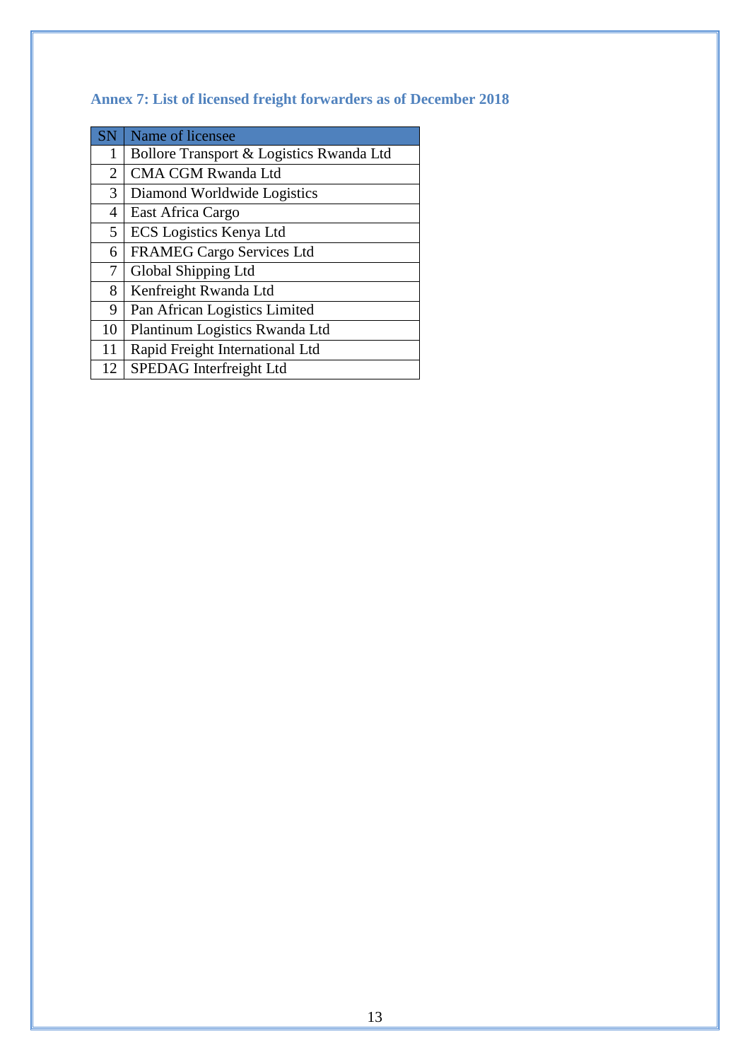## Annex 7: List of licensed freight forwarders as of December 2018

| SN | Name of licensee |
|---|---|
| 1 | Bollore Transport & Logistics Rwanda Ltd |
| 2 | CMA CGM Rwanda Ltd |
| 3 | Diamond Worldwide Logistics |
| 4 | East Africa Cargo |
| 5 | ECS Logistics Kenya Ltd |
| 6 | FRAMEG Cargo Services Ltd |
| 7 | Global Shipping Ltd |
| 8 | Kenfreight Rwanda Ltd |
| 9 | Pan African Logistics Limited |
| 10 | Plantinum Logistics Rwanda Ltd |
| 11 | Rapid Freight International Ltd |
| 12 | SPEDAG Interfreight Ltd |